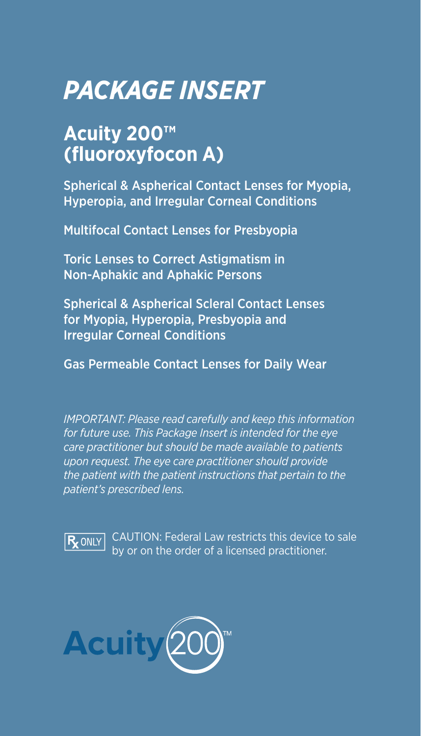# *PACKAGE INSERT*

## Acuity 200™ (fluoroxyfocon A)

Spherical & Aspherical Contact Lenses for Myopia, Hyperopia, and Irregular Corneal Conditions

Multifocal Contact Lenses for Presbyopia

Toric Lenses to Correct Astigmatism in Non-Aphakic and Aphakic Persons

Spherical & Aspherical Scleral Contact Lenses for Myopia, Hyperopia, Presbyopia and Irregular Corneal Conditions

Gas Permeable Contact Lenses for Daily Wear

*IMPORTANT: Please read carefully and keep this information for future use. This Package Insert is intended for the eye care practitioner but should be made available to patients upon request. The eye care practitioner should provide the patient with the patient instructions that pertain to the patient's prescribed lens.*

Rx ONLY CAUTION: Federal Law restricts this device to sale by or on the order of a licensed practitioner.

Acuity 200™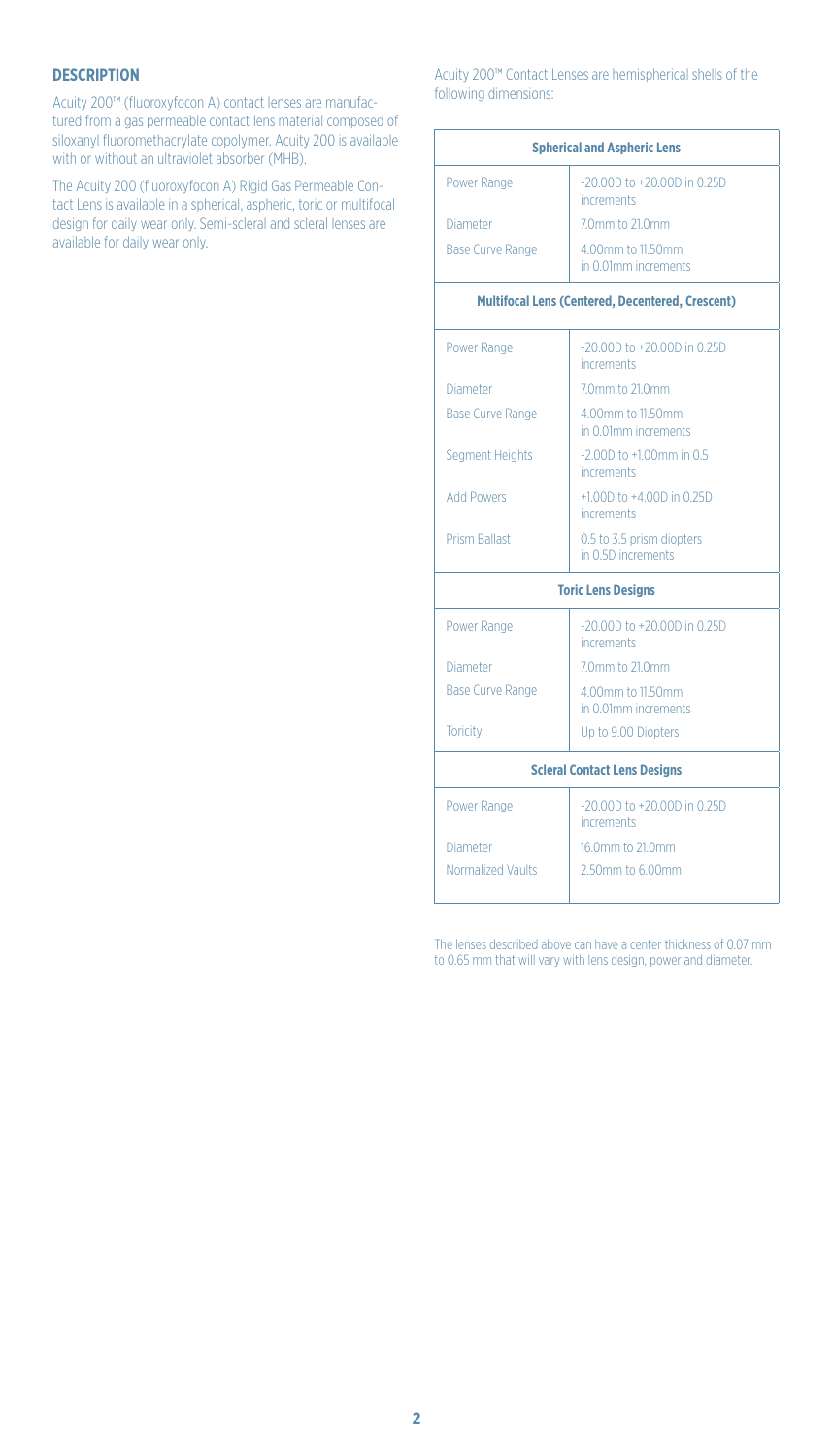## DESCRIPTION

Acuity 200™ (fluoroxyfocon A) contact lenses are manufactured from a gas permeable contact lens material composed of siloxanyl fluoromethacrylate copolymer. Acuity 200 is available with or without an ultraviolet absorber (MHB).

The Acuity 200 (fluoroxyfocon A) Rigid Gas Permeable Contact Lens is available in a spherical, aspheric, toric or multifocal design for daily wear only. Semi-scleral and scleral lenses are available for daily wear only.

Acuity 200™ Contact Lenses are hemispherical shells of the following dimensions:

| **Spherical and Aspheric Lens** | |
|---|---|
| Power Range | -20.00D to +20.00D in 0.25D increments |
| Diameter | 7.0mm to 21.0mm |
| Base Curve Range | 4.00mm to 11.50mm in 0.01mm increments |
| **Multifocal Lens (Centered, Decentered, Crescent)** | |
| Power Range | -20.00D to +20.00D in 0.25D increments |
| Diameter | 7.0mm to 21.0mm |
| Base Curve Range | 4.00mm to 11.50mm in 0.01mm increments |
| Segment Heights | -2.00D to +1.00mm in 0.5 increments |
| Add Powers | +1.00D to +4.00D in 0.25D increments |
| Prism Ballast | 0.5 to 3.5 prism diopters in 0.5D increments |
| **Toric Lens Designs** | |
| Power Range | -20.00D to +20.00D in 0.25D increments |
| Diameter | 7.0mm to 21.0mm |
| Base Curve Range | 4.00mm to 11.50mm in 0.01mm increments |
| Toricity | Up to 9.00 Diopters |
| **Scleral Contact Lens Designs** | |
| Power Range | -20.00D to +20.00D in 0.25D increments |
| Diameter | 16.0mm to 21.0mm |
| Normalized Vaults | 2.50mm to 6.00mm |

The lenses described above can have a center thickness of 0.07 mm to 0.65 mm that will vary with lens design, power and diameter.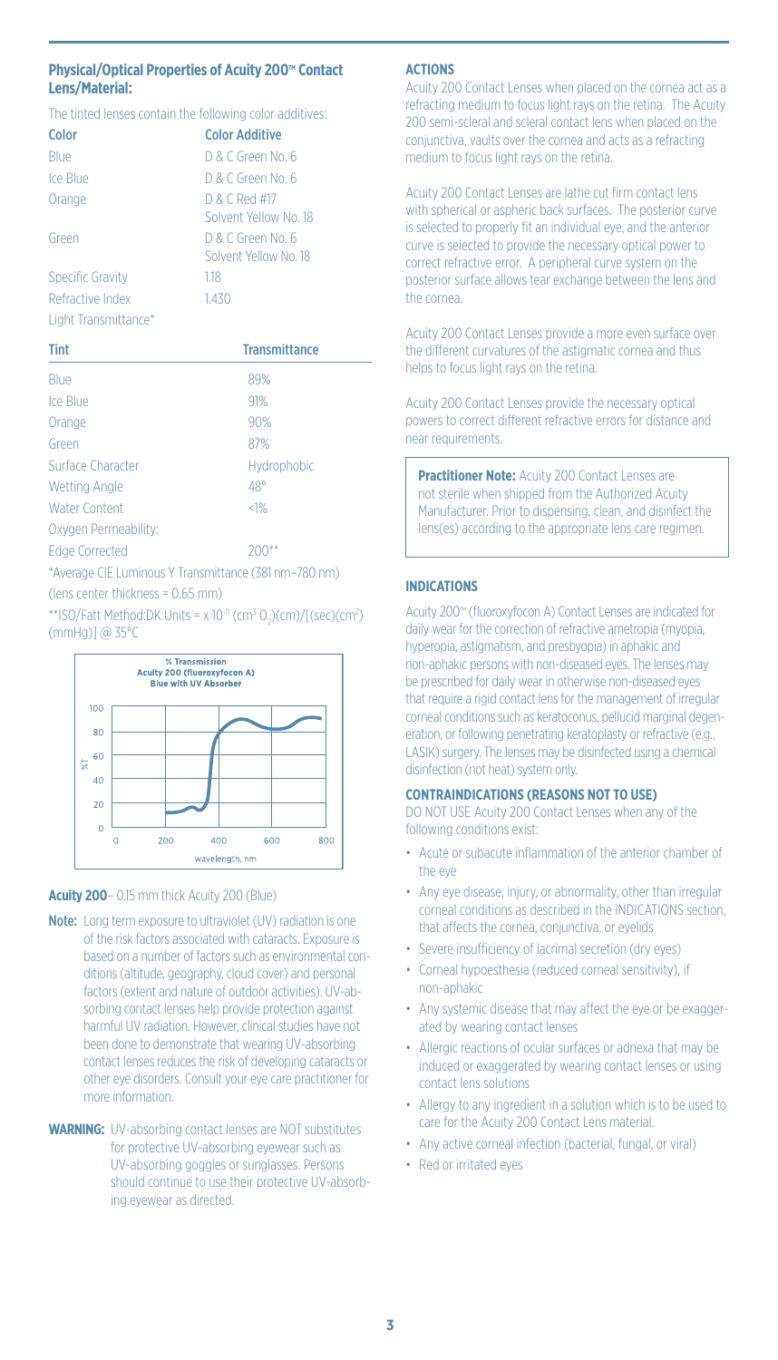## Physical/Optical Properties of Acuity 200™ Contact Lens/Material:

The tinted lenses contain the following color additives:

| Color | Color Additive |
|---|---|
| Blue | D & C Green No. 6 |
| Ice Blue | D & C Green No. 6 |
| Orange | D & C Red #17<br>Solvent Yellow No. 18 |
| Green | D & C Green No. 6<br>Solvent Yellow No. 18 |
| Specific Gravity | 1.18 |
| Refractive Index | 1.430 |
| Light Transmittance* | |

| Tint | Transmittance |
|---|---|
| Blue | 89% |
| Ice Blue | 91% |
| Orange | 90% |
| Green | 87% |
| Surface Character | Hydrophobic |
| Wetting Angle | 48° |
| Water Content | <1% |
| Oxygen Permeability: | |
| Edge Corrected | 200** |

*Average CIE Luminous Y Transmittance (381 nm–780 nm)
(lens center thickness = 0.65 mm)

**ISO/Fatt Method:DK Units = x $10^{-11}$ ($cm^3$ $O_2$)(cm)/[(sec)($cm^2$)(mmHg)] @ 35°C

**Acuity 200**– 0.15 mm thick Acuity 200 (Blue)

**Note:** Long term exposure to ultraviolet (UV) radiation is one of the risk factors associated with cataracts. Exposure is based on a number of factors such as environmental conditions (altitude, geography, cloud cover) and personal factors (extent and nature of outdoor activities). UV-absorbing contact lenses help provide protection against harmful UV radiation. However, clinical studies have not been done to demonstrate that wearing UV-absorbing contact lenses reduces the risk of developing cataracts or other eye disorders. Consult your eye care practitioner for more information.

**WARNING:** UV-absorbing contact lenses are NOT substitutes for protective UV-absorbing eyewear such as UV-absorbing goggles or sunglasses. Persons should continue to use their protective UV-absorbing eyewear as directed.

## ACTIONS

Acuity 200 Contact Lenses when placed on the cornea act as a refracting medium to focus light rays on the retina. The Acuity 200 semi-scleral and scleral contact lens when placed on the conjunctiva, vaults over the cornea and acts as a refracting medium to focus light rays on the retina.

Acuity 200 Contact Lenses are lathe cut firm contact lens with spherical or aspheric back surfaces. The posterior curve is selected to properly fit an individual eye, and the anterior curve is selected to provide the necessary optical power to correct refractive error. A peripheral curve system on the posterior surface allows tear exchange between the lens and the cornea.

Acuity 200 Contact Lenses provide a more even surface over the different curvatures of the astigmatic cornea and thus helps to focus light rays on the retina.

Acuity 200 Contact Lenses provide the necessary optical powers to correct different refractive errors for distance and near requirements.

**Practitioner Note:** Acuity 200 Contact Lenses are not sterile when shipped from the Authorized Acuity Manufacturer. Prior to dispensing, clean, and disinfect the lens(es) according to the appropriate lens care regimen.

## INDICATIONS

Acuity 200™ (fluoroxyfocon A) Contact Lenses are indicated for daily wear for the correction of refractive ametropia (myopia, hyperopia, astigmatism, and presbyopia) in aphakic and non-aphakic persons with non-diseased eyes. The lenses may be prescribed for daily wear in otherwise non-diseased eyes that require a rigid contact lens for the management of irregular corneal conditions such as keratoconus, pellucid marginal degeneration, or following penetrating keratoplasty or refractive (e.g., LASIK) surgery. The lenses may be disinfected using a chemical disinfection (not heat) system only.

## CONTRAINDICATIONS (REASONS NOT TO USE)

DO NOT USE Acuity 200 Contact Lenses when any of the following conditions exist:

- Acute or subacute inflammation of the anterior chamber of the eye
- Any eye disease, injury, or abnormality, other than irregular corneal conditions as described in the INDICATIONS section, that affects the cornea, conjunctiva, or eyelids
- Severe insufficiency of lacrimal secretion (dry eyes)
- Corneal hypoesthesia (reduced corneal sensitivity), if non-aphakic
- Any systemic disease that may affect the eye or be exaggerated by wearing contact lenses
- Allergic reactions of ocular surfaces or adnexa that may be induced or exaggerated by wearing contact lenses or using contact lens solutions
- Allergy to any ingredient in a solution which is to be used to care for the Acuity 200 Contact Lens material.
- Any active corneal infection (bacterial, fungal, or viral)
- Red or irritated eyes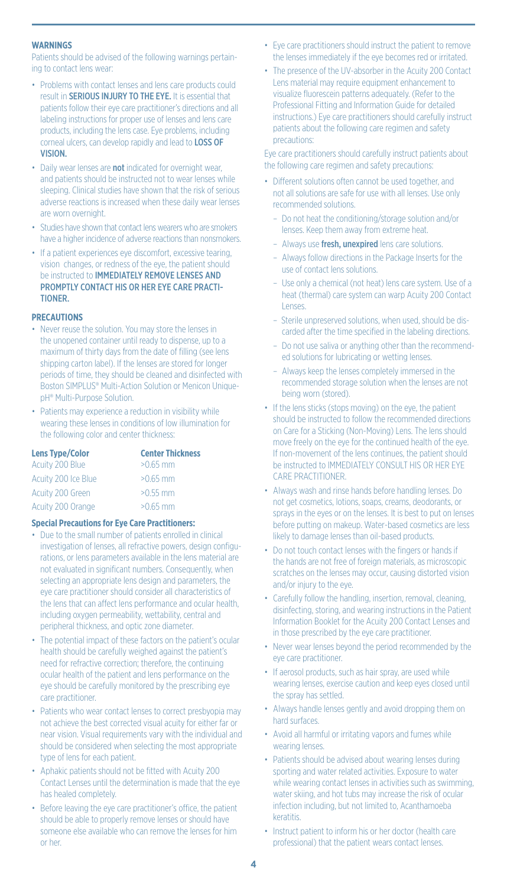## WARNINGS

Patients should be advised of the following warnings pertaining to contact lens wear:

- Problems with contact lenses and lens care products could result in **SERIOUS INJURY TO THE EYE.** It is essential that patients follow their eye care practitioner's directions and all labeling instructions for proper use of lenses and lens care products, including the lens case. Eye problems, including corneal ulcers, can develop rapidly and lead to **LOSS OF VISION.**
- Daily wear lenses are **not** indicated for overnight wear, and patients should be instructed not to wear lenses while sleeping. Clinical studies have shown that the risk of serious adverse reactions is increased when these daily wear lenses are worn overnight.
- Studies have shown that contact lens wearers who are smokers have a higher incidence of adverse reactions than nonsmokers.
- If a patient experiences eye discomfort, excessive tearing, vision changes, or redness of the eye, the patient should be instructed to **IMMEDIATELY REMOVE LENSES AND PROMPTLY CONTACT HIS OR HER EYE CARE PRACTITIONER.**

## PRECAUTIONS

- Never reuse the solution. You may store the lenses in the unopened container until ready to dispense, up to a maximum of thirty days from the date of filling (see lens shipping carton label). If the lenses are stored for longer periods of time, they should be cleaned and disinfected with Boston SIMPLUS® Multi-Action Solution or Menicon Unique-pH® Multi-Purpose Solution.
- Patients may experience a reduction in visibility while wearing these lenses in conditions of low illumination for the following color and center thickness:

| Lens Type/Color | Center Thickness |
|---|---|
| Acuity 200 Blue | >0.65 mm |
| Acuity 200 Ice Blue | >0.65 mm |
| Acuity 200 Green | >0.55 mm |
| Acuity 200 Orange | >0.65 mm |

### Special Precautions for Eye Care Practitioners:

- Due to the small number of patients enrolled in clinical investigation of lenses, all refractive powers, design configurations, or lens parameters available in the lens material are not evaluated in significant numbers. Consequently, when selecting an appropriate lens design and parameters, the eye care practitioner should consider all characteristics of the lens that can affect lens performance and ocular health, including oxygen permeability, wettability, central and peripheral thickness, and optic zone diameter.
- The potential impact of these factors on the patient's ocular health should be carefully weighed against the patient's need for refractive correction; therefore, the continuing ocular health of the patient and lens performance on the eye should be carefully monitored by the prescribing eye care practitioner.
- Patients who wear contact lenses to correct presbyopia may not achieve the best corrected visual acuity for either far or near vision. Visual requirements vary with the individual and should be considered when selecting the most appropriate type of lens for each patient.
- Aphakic patients should not be fitted with Acuity 200 Contact Lenses until the determination is made that the eye has healed completely.
- Before leaving the eye care practitioner's office, the patient should be able to properly remove lenses or should have someone else available who can remove the lenses for him or her.
- Eye care practitioners should instruct the patient to remove the lenses immediately if the eye becomes red or irritated.
- The presence of the UV-absorber in the Acuity 200 Contact Lens material may require equipment enhancement to visualize fluorescein patterns adequately. (Refer to the Professional Fitting and Information Guide for detailed instructions.) Eye care practitioners should carefully instruct patients about the following care regimen and safety precautions:

Eye care practitioners should carefully instruct patients about the following care regimen and safety precautions:

- Different solutions often cannot be used together, and not all solutions are safe for use with all lenses. Use only recommended solutions.
  - Do not heat the conditioning/storage solution and/or lenses. Keep them away from extreme heat.
  - Always use **fresh, unexpired** lens care solutions.
  - Always follow directions in the Package Inserts for the use of contact lens solutions.
  - Use only a chemical (not heat) lens care system. Use of a heat (thermal) care system can warp Acuity 200 Contact Lenses.
  - Sterile unpreserved solutions, when used, should be discarded after the time specified in the labeling directions.
  - Do not use saliva or anything other than the recommended solutions for lubricating or wetting lenses.
  - Always keep the lenses completely immersed in the recommended storage solution when the lenses are not being worn (stored).
- If the lens sticks (stops moving) on the eye, the patient should be instructed to follow the recommended directions on Care for a Sticking (Non-Moving) Lens. The lens should move freely on the eye for the continued health of the eye. If non-movement of the lens continues, the patient should be instructed to IMMEDIATELY CONSULT HIS OR HER EYE CARE PRACTITIONER.
- Always wash and rinse hands before handling lenses. Do not get cosmetics, lotions, soaps, creams, deodorants, or sprays in the eyes or on the lenses. It is best to put on lenses before putting on makeup. Water-based cosmetics are less likely to damage lenses than oil-based products.
- Do not touch contact lenses with the fingers or hands if the hands are not free of foreign materials, as microscopic scratches on the lenses may occur, causing distorted vision and/or injury to the eye.
- Carefully follow the handling, insertion, removal, cleaning, disinfecting, storing, and wearing instructions in the Patient Information Booklet for the Acuity 200 Contact Lenses and in those prescribed by the eye care practitioner.
- Never wear lenses beyond the period recommended by the eye care practitioner.
- If aerosol products, such as hair spray, are used while wearing lenses, exercise caution and keep eyes closed until the spray has settled.
- Always handle lenses gently and avoid dropping them on hard surfaces.
- Avoid all harmful or irritating vapors and fumes while wearing lenses.
- Patients should be advised about wearing lenses during sporting and water related activities. Exposure to water while wearing contact lenses in activities such as swimming, water skiing, and hot tubs may increase the risk of ocular infection including, but not limited to, Acanthamoeba keratitis.
- Instruct patient to inform his or her doctor (health care professional) that the patient wears contact lenses.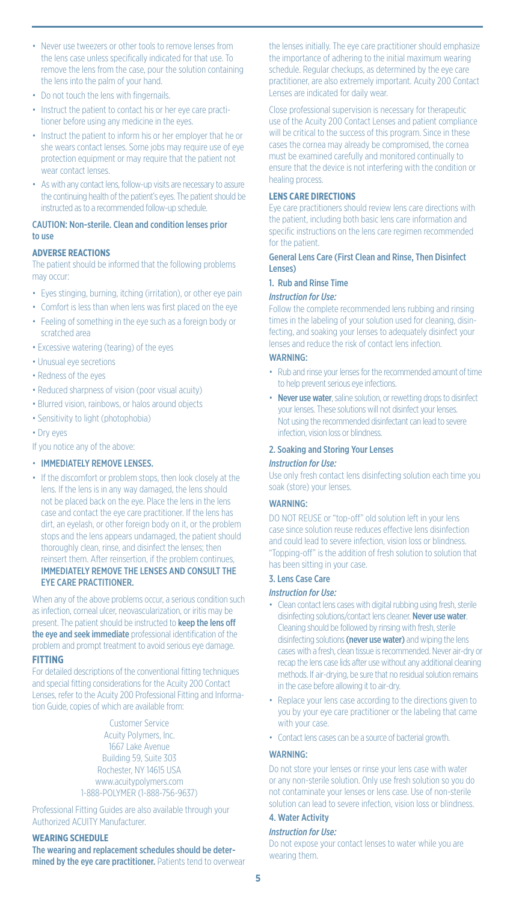- Never use tweezers or other tools to remove lenses from the lens case unless specifically indicated for that use. To remove the lens from the case, pour the solution containing the lens into the palm of your hand.
- Do not touch the lens with fingernails.
- Instruct the patient to contact his or her eye care practitioner before using any medicine in the eyes.
- Instruct the patient to inform his or her employer that he or she wears contact lenses. Some jobs may require use of eye protection equipment or may require that the patient not wear contact lenses.
- As with any contact lens, follow-up visits are necessary to assure the continuing health of the patient's eyes. The patient should be instructed as to a recommended follow-up schedule.

**CAUTION: Non-sterile. Clean and condition lenses prior to use**

## ADVERSE REACTIONS

The patient should be informed that the following problems may occur:

- Eyes stinging, burning, itching (irritation), or other eye pain
- Comfort is less than when lens was first placed on the eye
- Feeling of something in the eye such as a foreign body or scratched area
- Excessive watering (tearing) of the eyes
- Unusual eye secretions
- Redness of the eyes
- Reduced sharpness of vision (poor visual acuity)
- Blurred vision, rainbows, or halos around objects
- Sensitivity to light (photophobia)
- Dry eyes

If you notice any of the above:

- **IMMEDIATELY REMOVE LENSES.**
- If the discomfort or problem stops, then look closely at the lens. If the lens is in any way damaged, the lens should not be placed back on the eye. Place the lens in the lens case and contact the eye care practitioner. If the lens has dirt, an eyelash, or other foreign body on it, or the problem stops and the lens appears undamaged, the patient should thoroughly clean, rinse, and disinfect the lenses; then reinsert them. After reinsertion, if the problem continues, **IMMEDIATELY REMOVE THE LENSES AND CONSULT THE EYE CARE PRACTITIONER.**

When any of the above problems occur, a serious condition such as infection, corneal ulcer, neovascularization, or iritis may be present. The patient should be instructed to **keep the lens off the eye and seek immediate** professional identification of the problem and prompt treatment to avoid serious eye damage.

## FITTING

For detailed descriptions of the conventional fitting techniques and special fitting considerations for the Acuity 200 Contact Lenses, refer to the Acuity 200 Professional Fitting and Information Guide, copies of which are available from:

Customer Service
Acuity Polymers, Inc.
1667 Lake Avenue
Building 59, Suite 303
Rochester, NY 14615 USA
www.acuitypolymers.com
1-888-POLYMER (1-888-756-9637)

Professional Fitting Guides are also available through your Authorized ACUITY Manufacturer.

## WEARING SCHEDULE

**The wearing and replacement schedules should be determined by the eye care practitioner.** Patients tend to overwear the lenses initially. The eye care practitioner should emphasize the importance of adhering to the initial maximum wearing schedule. Regular checkups, as determined by the eye care practitioner, are also extremely important. Acuity 200 Contact Lenses are indicated for daily wear.

Close professional supervision is necessary for therapeutic use of the Acuity 200 Contact Lenses and patient compliance will be critical to the success of this program. Since in these cases the cornea may already be compromised, the cornea must be examined carefully and monitored continually to ensure that the device is not interfering with the condition or healing process.

## LENS CARE DIRECTIONS

Eye care practitioners should review lens care directions with the patient, including both basic lens care information and specific instructions on the lens care regimen recommended for the patient.

### General Lens Care (First Clean and Rinse, Then Disinfect Lenses)

#### 1. Rub and Rinse Time

*Instruction for Use:*

Follow the complete recommended lens rubbing and rinsing times in the labeling of your solution used for cleaning, disinfecting, and soaking your lenses to adequately disinfect your lenses and reduce the risk of contact lens infection.

**WARNING:**

- Rub and rinse your lenses for the recommended amount of time to help prevent serious eye infections.
- **Never use water**, saline solution, or rewetting drops to disinfect your lenses. These solutions will not disinfect your lenses. Not using the recommended disinfectant can lead to severe infection, vision loss or blindness.

#### 2. Soaking and Storing Your Lenses

*Instruction for Use:*

Use only fresh contact lens disinfecting solution each time you soak (store) your lenses.

**WARNING:**

DO NOT REUSE or "top-off" old solution left in your lens case since solution reuse reduces effective lens disinfection and could lead to severe infection, vision loss or blindness. "Topping-off" is the addition of fresh solution to solution that has been sitting in your case.

#### 3. Lens Case Care

*Instruction for Use:*

- Clean contact lens cases with digital rubbing using fresh, sterile disinfecting solutions/contact lens cleaner. **Never use water**. Cleaning should be followed by rinsing with fresh, sterile disinfecting solutions **(never use water)** and wiping the lens cases with a fresh, clean tissue is recommended. Never air-dry or recap the lens case lids after use without any additional cleaning methods. If air-drying, be sure that no residual solution remains in the case before allowing it to air-dry.
- Replace your lens case according to the directions given to you by your eye care practitioner or the labeling that came with your case.
- Contact lens cases can be a source of bacterial growth.

**WARNING:**

Do not store your lenses or rinse your lens case with water or any non-sterile solution. Only use fresh solution so you do not contaminate your lenses or lens case. Use of non-sterile solution can lead to severe infection, vision loss or blindness.

#### 4. Water Activity

*Instruction for Use:*

Do not expose your contact lenses to water while you are wearing them.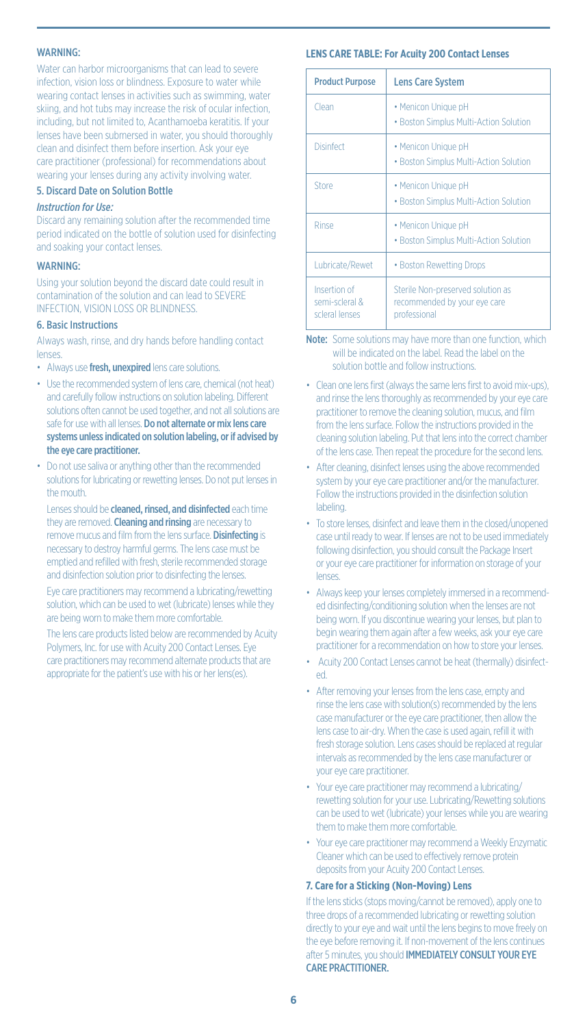WARNING:

Water can harbor microorganisms that can lead to severe infection, vision loss or blindness. Exposure to water while wearing contact lenses in activities such as swimming, water skiing, and hot tubs may increase the risk of ocular infection, including, but not limited to, Acanthamoeba keratitis. If your lenses have been submersed in water, you should thoroughly clean and disinfect them before insertion. Ask your eye care practitioner (professional) for recommendations about wearing your lenses during any activity involving water.

### 5. Discard Date on Solution Bottle

*Instruction for Use:*

Discard any remaining solution after the recommended time period indicated on the bottle of solution used for disinfecting and soaking your contact lenses.

WARNING:

Using your solution beyond the discard date could result in contamination of the solution and can lead to SEVERE INFECTION, VISION LOSS OR BLINDNESS.

### 6. Basic Instructions

Always wash, rinse, and dry hands before handling contact lenses.

- Always use **fresh, unexpired** lens care solutions.
- Use the recommended system of lens care, chemical (not heat) and carefully follow instructions on solution labeling. Different solutions often cannot be used together, and not all solutions are safe for use with all lenses. **Do not alternate or mix lens care systems unless indicated on solution labeling, or if advised by the eye care practitioner.**
- Do not use saliva or anything other than the recommended solutions for lubricating or rewetting lenses. Do not put lenses in the mouth.

  Lenses should be **cleaned, rinsed, and disinfected** each time they are removed. **Cleaning and rinsing** are necessary to remove mucus and film from the lens surface. **Disinfecting** is necessary to destroy harmful germs. The lens case must be emptied and refilled with fresh, sterile recommended storage and disinfection solution prior to disinfecting the lenses.

  Eye care practitioners may recommend a lubricating/rewetting solution, which can be used to wet (lubricate) lenses while they are being worn to make them more comfortable.

  The lens care products listed below are recommended by Acuity Polymers, Inc. for use with Acuity 200 Contact Lenses. Eye care practitioners may recommend alternate products that are appropriate for the patient's use with his or her lens(es).

**LENS CARE TABLE: For Acuity 200 Contact Lenses**

| Product Purpose | Lens Care System |
|---|---|
| Clean | • Menicon Unique pH<br>• Boston Simplus Multi-Action Solution |
| Disinfect | • Menicon Unique pH<br>• Boston Simplus Multi-Action Solution |
| Store | • Menicon Unique pH<br>• Boston Simplus Multi-Action Solution |
| Rinse | • Menicon Unique pH<br>• Boston Simplus Multi-Action Solution |
| Lubricate/Rewet | • Boston Rewetting Drops |
| Insertion of semi-scleral & scleral lenses | Sterile Non-preserved solution as recommended by your eye care professional |

**Note:** Some solutions may have more than one function, which will be indicated on the label. Read the label on the solution bottle and follow instructions.

- Clean one lens first (always the same lens first to avoid mix-ups), and rinse the lens thoroughly as recommended by your eye care practitioner to remove the cleaning solution, mucus, and film from the lens surface. Follow the instructions provided in the cleaning solution labeling. Put that lens into the correct chamber of the lens case. Then repeat the procedure for the second lens.
- After cleaning, disinfect lenses using the above recommended system by your eye care practitioner and/or the manufacturer. Follow the instructions provided in the disinfection solution labeling.
- To store lenses, disinfect and leave them in the closed/unopened case until ready to wear. If lenses are not to be used immediately following disinfection, you should consult the Package Insert or your eye care practitioner for information on storage of your lenses.
- Always keep your lenses completely immersed in a recommended disinfecting/conditioning solution when the lenses are not being worn. If you discontinue wearing your lenses, but plan to begin wearing them again after a few weeks, ask your eye care practitioner for a recommendation on how to store your lenses.
- Acuity 200 Contact Lenses cannot be heat (thermally) disinfected.
- After removing your lenses from the lens case, empty and rinse the lens case with solution(s) recommended by the lens case manufacturer or the eye care practitioner, then allow the lens case to air-dry. When the case is used again, refill it with fresh storage solution. Lens cases should be replaced at regular intervals as recommended by the lens case manufacturer or your eye care practitioner.
- Your eye care practitioner may recommend a lubricating/rewetting solution for your use. Lubricating/Rewetting solutions can be used to wet (lubricate) your lenses while you are wearing them to make them more comfortable.
- Your eye care practitioner may recommend a Weekly Enzymatic Cleaner which can be used to effectively remove protein deposits from your Acuity 200 Contact Lenses.

### 7. Care for a Sticking (Non-Moving) Lens

If the lens sticks (stops moving/cannot be removed), apply one to three drops of a recommended lubricating or rewetting solution directly to your eye and wait until the lens begins to move freely on the eye before removing it. If non-movement of the lens continues after 5 minutes, you should **IMMEDIATELY CONSULT YOUR EYE CARE PRACTITIONER.**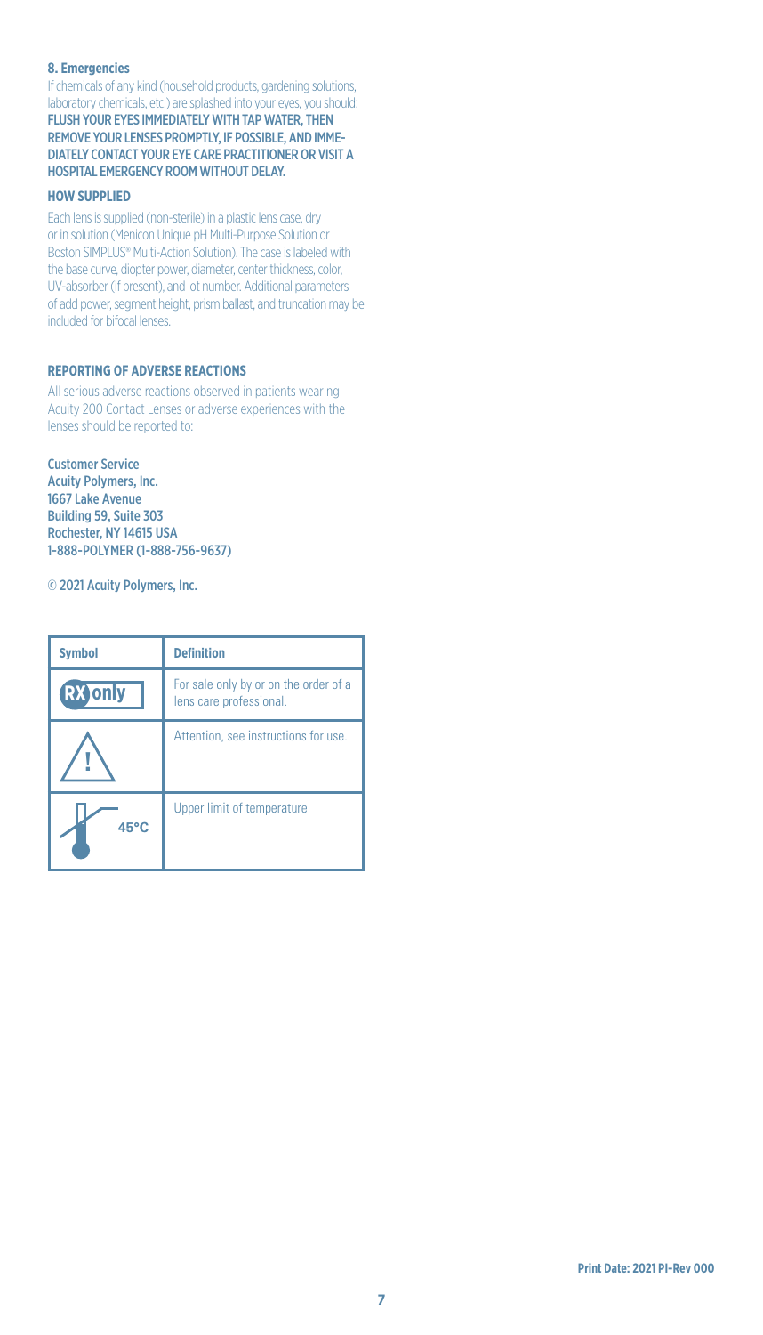### 8. Emergencies

If chemicals of any kind (household products, gardening solutions, laboratory chemicals, etc.) are splashed into your eyes, you should: FLUSH YOUR EYES IMMEDIATELY WITH TAP WATER, THEN REMOVE YOUR LENSES PROMPTLY, IF POSSIBLE, AND IMMEDIATELY CONTACT YOUR EYE CARE PRACTITIONER OR VISIT A HOSPITAL EMERGENCY ROOM WITHOUT DELAY.

### HOW SUPPLIED

Each lens is supplied (non-sterile) in a plastic lens case, dry or in solution (Menicon Unique pH Multi-Purpose Solution or Boston SIMPLUS® Multi-Action Solution). The case is labeled with the base curve, diopter power, diameter, center thickness, color, UV-absorber (if present), and lot number. Additional parameters of add power, segment height, prism ballast, and truncation may be included for bifocal lenses.

### REPORTING OF ADVERSE REACTIONS

All serious adverse reactions observed in patients wearing Acuity 200 Contact Lenses or adverse experiences with the lenses should be reported to:

Customer Service
Acuity Polymers, Inc.
1667 Lake Avenue
Building 59, Suite 303
Rochester, NY 14615 USA
1-888-POLYMER (1-888-756-9637)

© 2021 Acuity Polymers, Inc.

| Symbol | Definition |
| --- | --- |
| RX only | For sale only by or on the order of a lens care professional. |
| ⚠ | Attention, see instructions for use. |
| 45°C | Upper limit of temperature |

Print Date: 2021 PI-Rev 000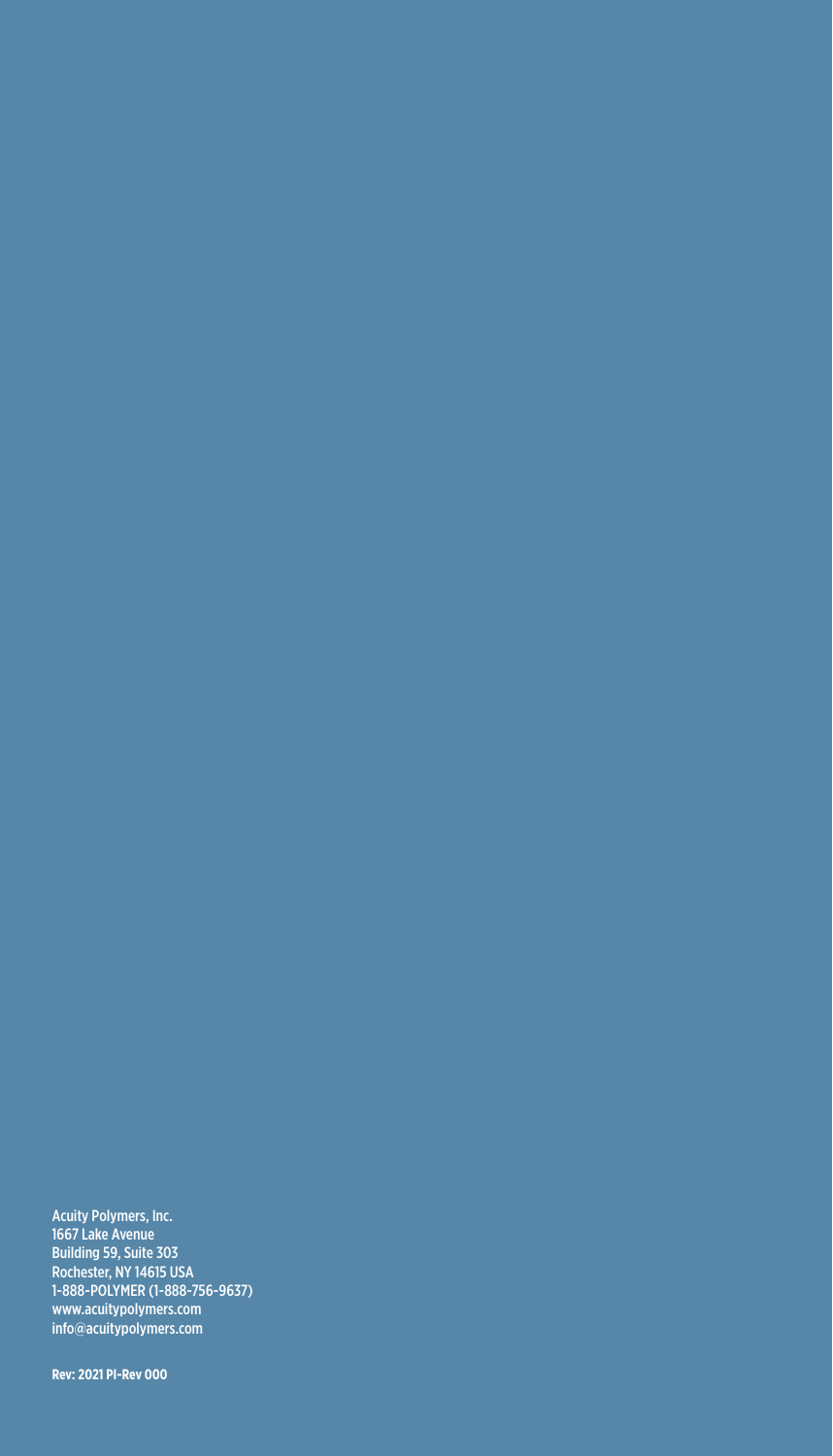Acuity Polymers, Inc.
1667 Lake Avenue
Building 59, Suite 303
Rochester, NY 14615 USA
1-888-POLYMER (1-888-756-9637)
www.acuitypolymers.com
info@acuitypolymers.com

**Rev: 2021 PI-Rev 000**